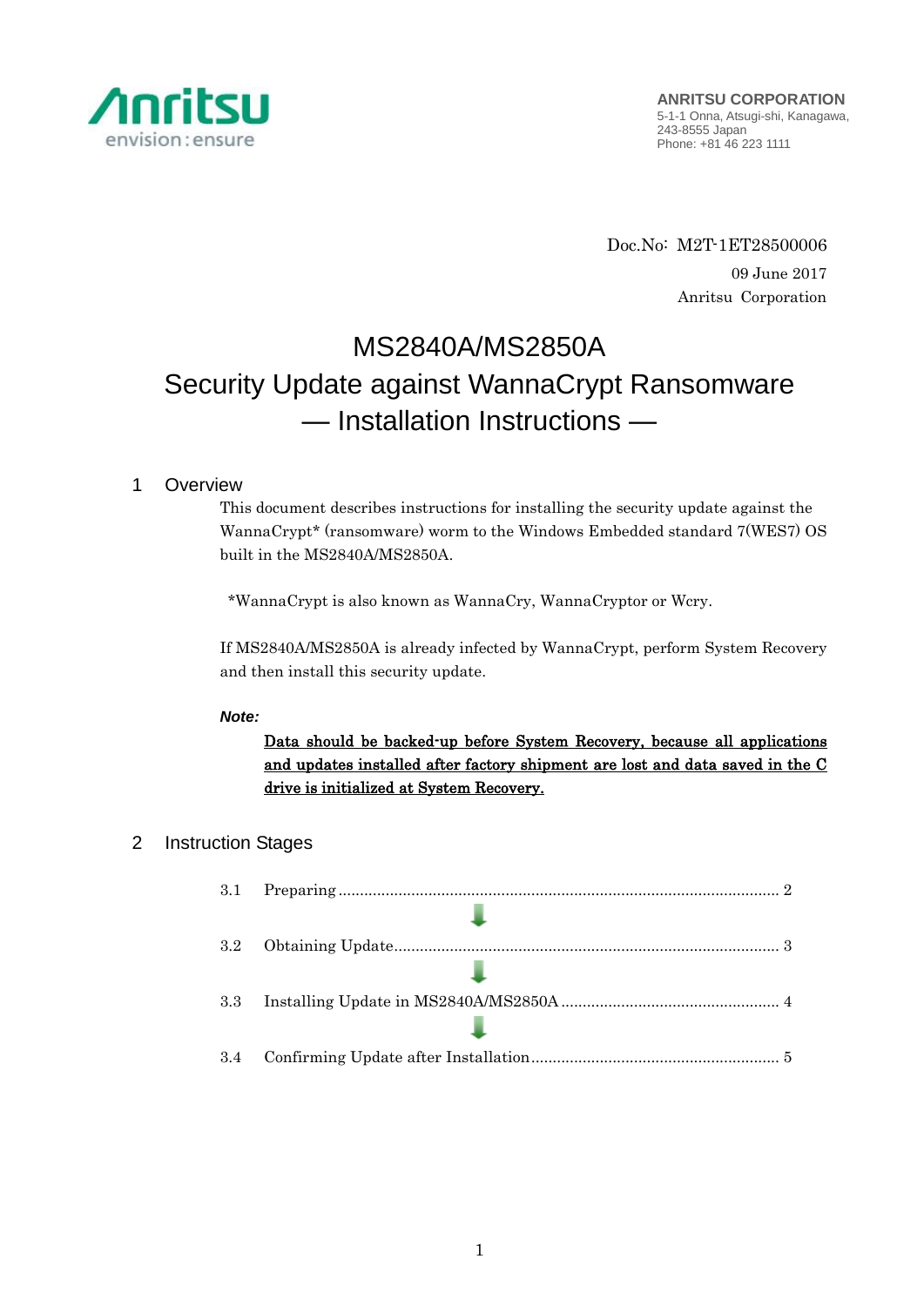Anritsu
envision : ensure

**ANRITSU CORPORATION**
5-1-1 Onna, Atsugi-shi, Kanagawa,
243-8555 Japan
Phone: +81 46 223 1111

Doc.No: M2T-1ET28500006
09 June 2017
Anritsu Corporation

# MS2840A/MS2850A
# Security Update against WannaCrypt Ransomware
# — Installation Instructions —

## 1 Overview

This document describes instructions for installing the security update against the WannaCrypt* (ransomware) worm to the Windows Embedded standard 7(WES7) OS built in the MS2840A/MS2850A.

*WannaCrypt is also known as WannaCry, WannaCryptor or Wcry.

If MS2840A/MS2850A is already infected by WannaCrypt, perform System Recovery and then install this security update.

***Note:***

**Data should be backed-up before System Recovery, because all applications and updates installed after factory shipment are lost and data saved in the C drive is initialized at System Recovery.**

## 2 Instruction Stages

3.1 Preparing ........ 2

↓

3.2 Obtaining Update ........ 3

↓

3.3 Installing Update in MS2840A/MS2850A ........ 4

↓

3.4 Confirming Update after Installation ........ 5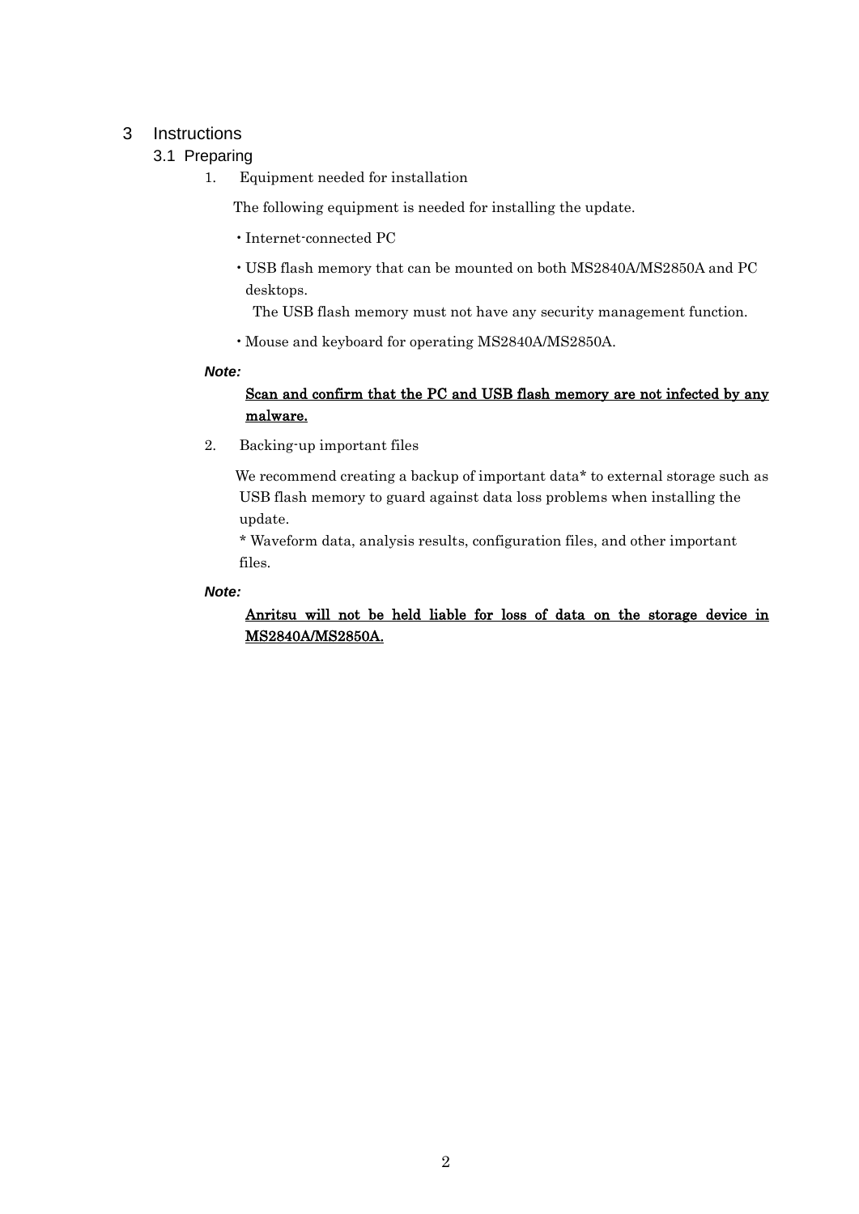# 3 Instructions

## 3.1 Preparing

1. Equipment needed for installation

   The following equipment is needed for installing the update.

   - Internet-connected PC
   - USB flash memory that can be mounted on both MS2840A/MS2850A and PC desktops.
     The USB flash memory must not have any security management function.
   - Mouse and keyboard for operating MS2840A/MS2850A.

***Note:***

<u>Scan and confirm that the PC and USB flash memory are not infected by any malware.</u>

2. Backing-up important files

   We recommend creating a backup of important data* to external storage such as USB flash memory to guard against data loss problems when installing the update.
   * Waveform data, analysis results, configuration files, and other important files.

***Note:***

<u>Anritsu will not be held liable for loss of data on the storage device in MS2840A/MS2850A.</u>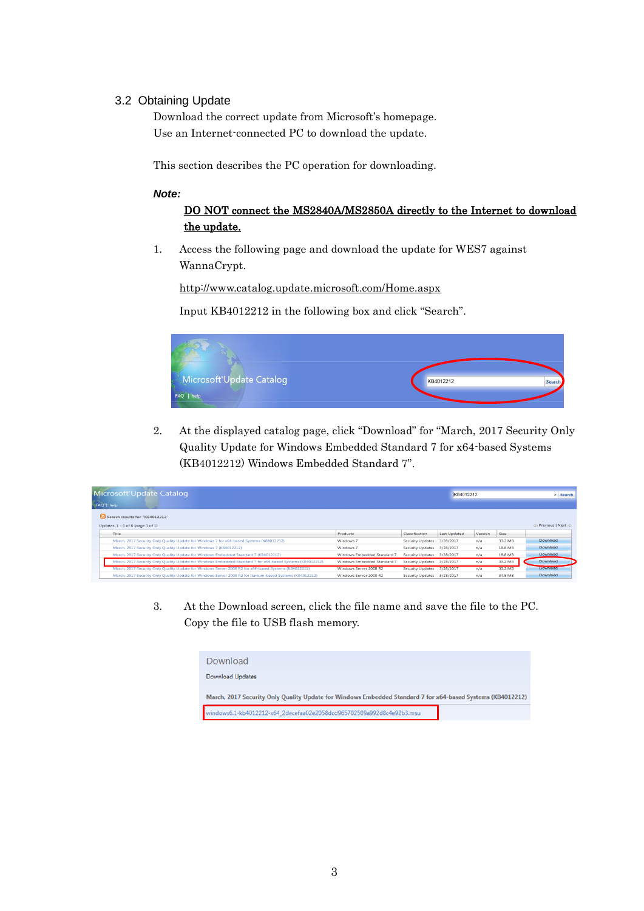### 3.2 Obtaining Update

Download the correct update from Microsoft's homepage.
Use an Internet-connected PC to download the update.

This section describes the PC operation for downloading.

***Note:***

**<u>DO NOT connect the MS2840A/MS2850A directly to the Internet to download the update.</u>**

1. Access the following page and download the update for WES7 against WannaCrypt.

   http://www.catalog.update.microsoft.com/Home.aspx

   Input KB4012212 in the following box and click "Search".

2. At the displayed catalog page, click "Download" for "March, 2017 Security Only Quality Update for Windows Embedded Standard 7 for x64-based Systems (KB4012212) Windows Embedded Standard 7".

3. At the Download screen, click the file name and save the file to the PC. Copy the file to USB flash memory.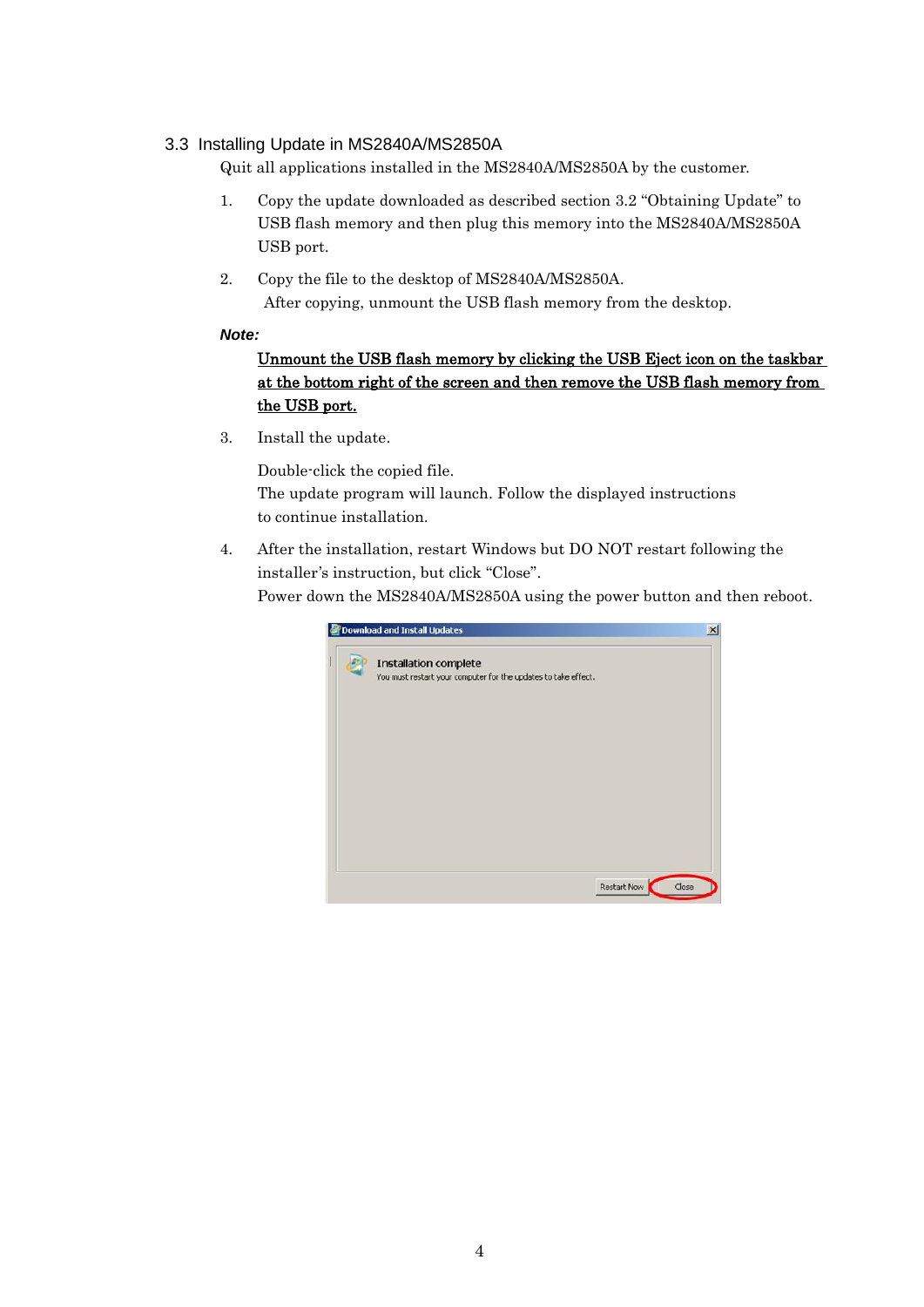## 3.3 Installing Update in MS2840A/MS2850A

Quit all applications installed in the MS2840A/MS2850A by the customer.

1. Copy the update downloaded as described section 3.2 “Obtaining Update” to USB flash memory and then plug this memory into the MS2840A/MS2850A USB port.

2. Copy the file to the desktop of MS2840A/MS2850A.
   After copying, unmount the USB flash memory from the desktop.

***Note:***

<u>Unmount the USB flash memory by clicking the USB Eject icon on the taskbar at the bottom right of the screen and then remove the USB flash memory from the USB port.</u>

3. Install the update.

   Double-click the copied file.
   The update program will launch. Follow the displayed instructions to continue installation.

4. After the installation, restart Windows but DO NOT restart following the installer’s instruction, but click “Close”.
   Power down the MS2840A/MS2850A using the power button and then reboot.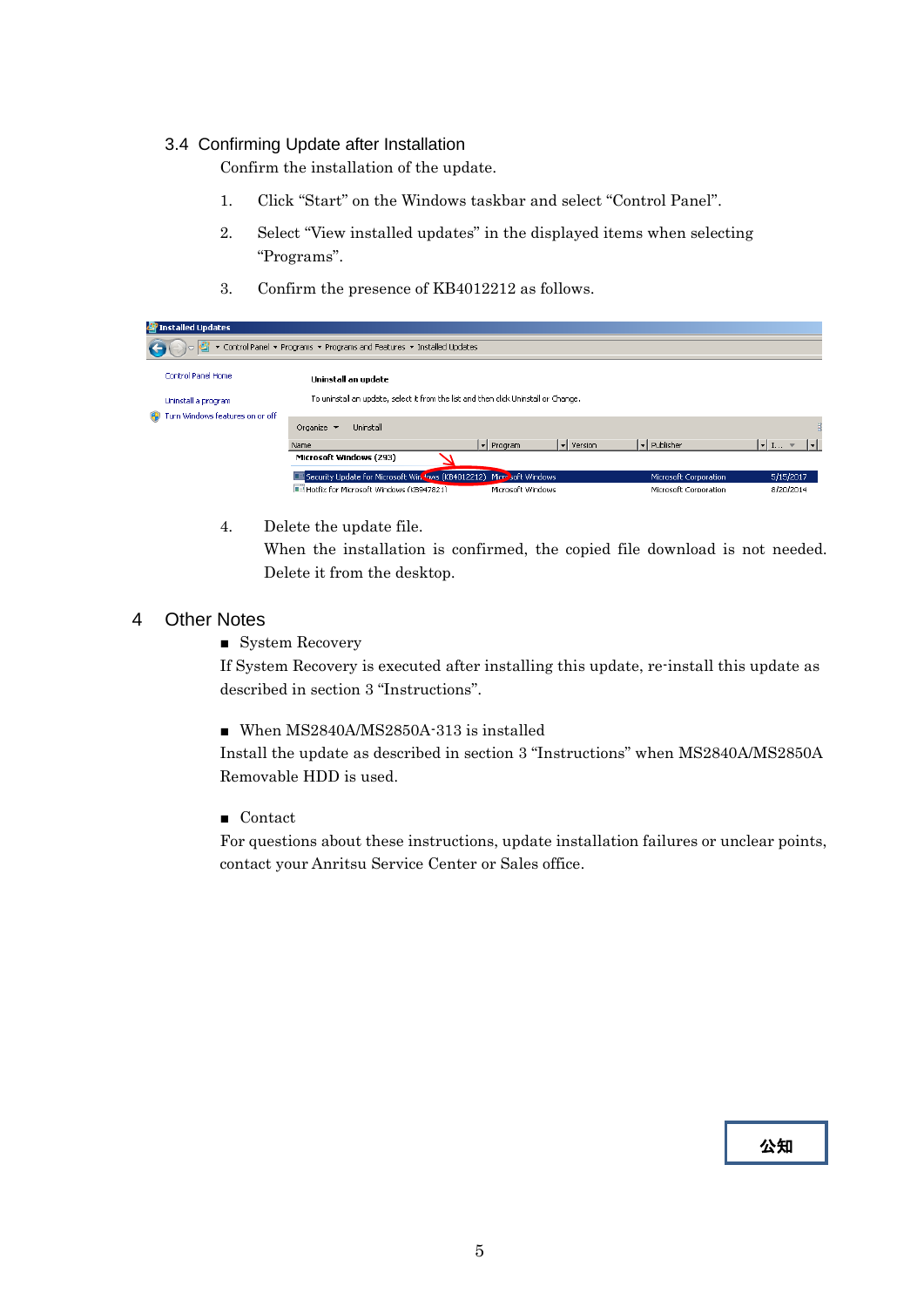### 3.4 Confirming Update after Installation

Confirm the installation of the update.

1. Click “Start” on the Windows taskbar and select “Control Panel”.
2. Select “View installed updates” in the displayed items when selecting “Programs”.
3. Confirm the presence of KB4012212 as follows.

4. Delete the update file.
   When the installation is confirmed, the copied file download is not needed. Delete it from the desktop.

## 4 Other Notes

■ System Recovery

If System Recovery is executed after installing this update, re-install this update as described in section 3 “Instructions”.

■ When MS2840A/MS2850A-313 is installed

Install the update as described in section 3 “Instructions” when MS2840A/MS2850A Removable HDD is used.

■ Contact

For questions about these instructions, update installation failures or unclear points, contact your Anritsu Service Center or Sales office.

公知